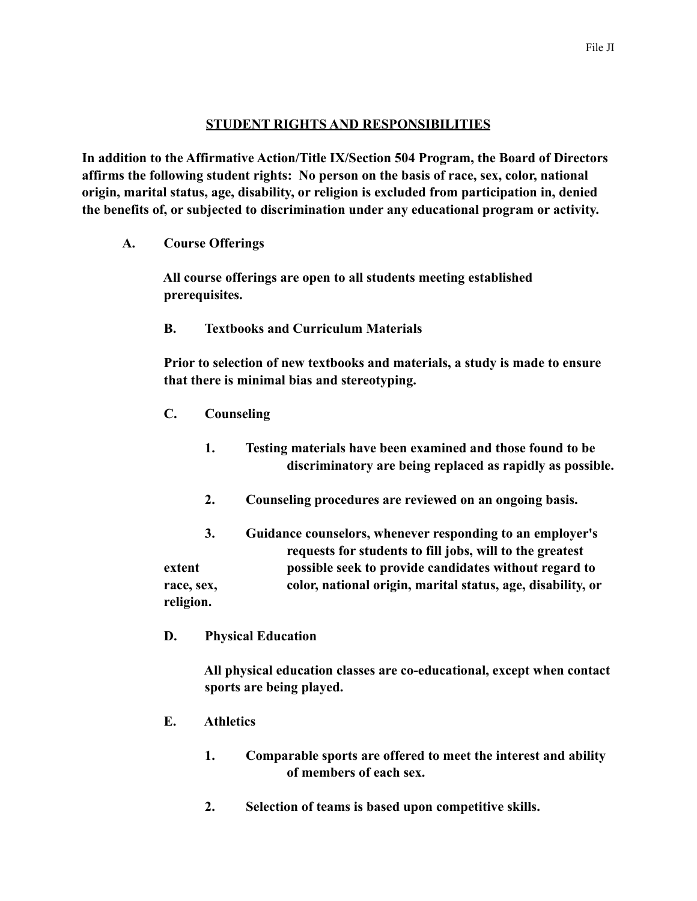## STUDENT RIGHTS AND RESPONSIBILITIES

**In addition to the Affirmative Action/Title IX/Section 504 Program, the Board of Directors affirms the following student rights: No person on the basis of race, sex, color, national origin, marital status, age, disability, or religion is excluded from participation in, denied the benefits of, or subjected to discrimination under any educational program or activity.**

**A. Course Offerings**

**All course offerings are open to all students meeting established prerequisites.**

**B. Textbooks and Curriculum Materials**

**Prior to selection of new textbooks and materials, a study is made to ensure that there is minimal bias and stereotyping.**

**C. Counseling**

1. **Testing materials have been examined and those found to be discriminatory are being replaced as rapidly as possible.**
2. **Counseling procedures are reviewed on an ongoing basis.**
3. **Guidance counselors, whenever responding to an employer's requests for students to fill jobs, will to the greatest extent possible seek to provide candidates without regard to race, sex, color, national origin, marital status, age, disability, or religion.**

**D. Physical Education**

**All physical education classes are co-educational, except when contact sports are being played.**

**E. Athletics**

1. **Comparable sports are offered to meet the interest and ability of members of each sex.**
2. **Selection of teams is based upon competitive skills.**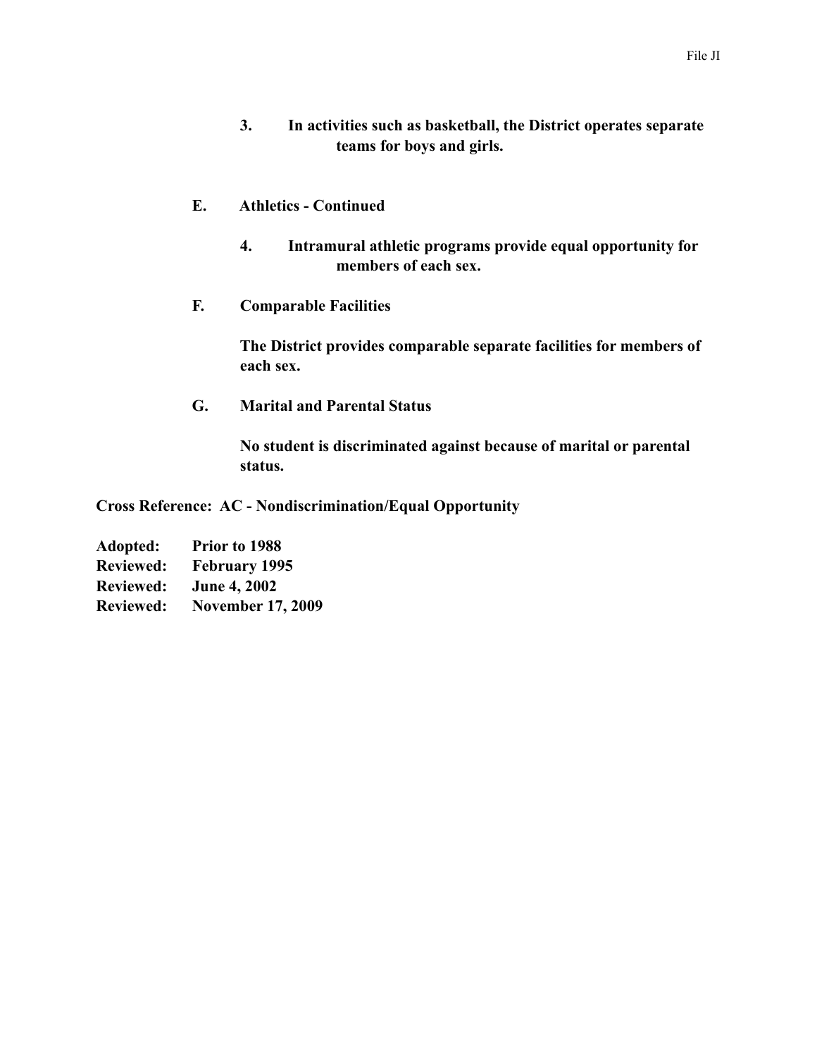**3. In activities such as basketball, the District operates separate teams for boys and girls.**

**E. Athletics - Continued**

**4. Intramural athletic programs provide equal opportunity for members of each sex.**

**F. Comparable Facilities**

**The District provides comparable separate facilities for members of each sex.**

**G. Marital and Parental Status**

**No student is discriminated against because of marital or parental status.**

**Cross Reference: AC - Nondiscrimination/Equal Opportunity**

**Adopted:** **Prior to 1988**
**Reviewed:** **February 1995**
**Reviewed:** **June 4, 2002**
**Reviewed:** **November 17, 2009**